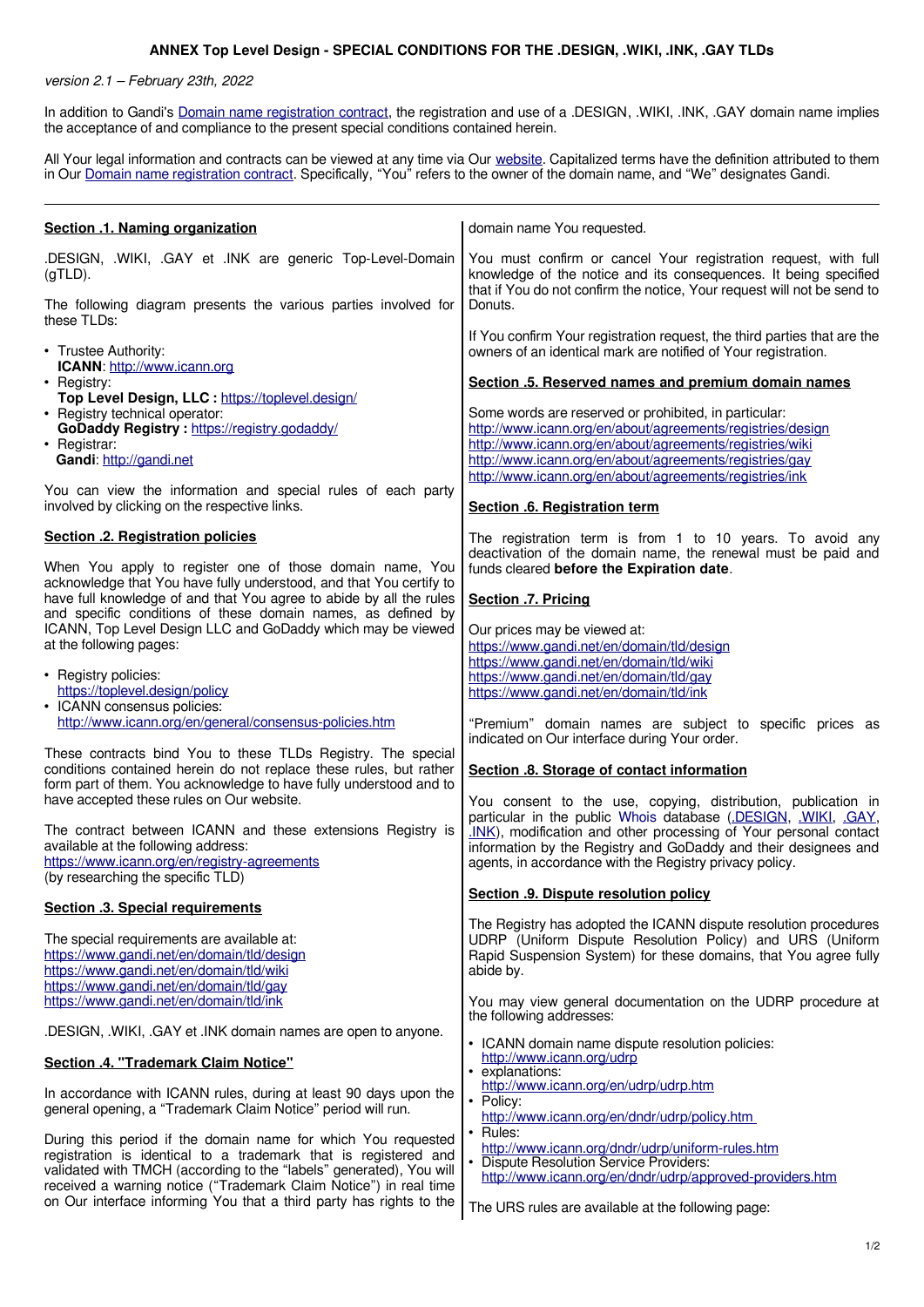# ANNEX Top Level Design - SPECIAL CONDITIONS FOR THE .DESIGN, .WIKI, .INK, .GAY TLDs

*version 2.1 – February 23th, 2022*

In addition to Gandi's [Domain name registration contract](), the registration and use of a .DESIGN, .WIKI, .INK, .GAY domain name implies the acceptance of and compliance to the present special conditions contained herein.

All Your legal information and contracts can be viewed at any time via Our [website](). Capitalized terms have the definition attributed to them in Our [Domain name registration contract](). Specifically, "You" refers to the owner of the domain name, and "We" designates Gandi.

---

## Section .1. Naming organization

.DESIGN, .WIKI, .GAY et .INK are generic Top-Level-Domain (gTLD).

The following diagram presents the various parties involved for these TLDs:

- Trustee Authority:
  **ICANN**: http://www.icann.org
- Registry:
  **Top Level Design, LLC :** https://toplevel.design/
- Registry technical operator:
  **GoDaddy Registry :** https://registry.godaddy/
- Registrar:
  **Gandi**: http://gandi.net

You can view the information and special rules of each party involved by clicking on the respective links.

## Section .2. Registration policies

When You apply to register one of those domain name, You acknowledge that You have fully understood, and that You certify to have full knowledge of and that You agree to abide by all the rules and specific conditions of these domain names, as defined by ICANN, Top Level Design LLC and GoDaddy which may be viewed at the following pages:

- Registry policies:
  https://toplevel.design/policy
- ICANN consensus policies:
  http://www.icann.org/en/general/consensus-policies.htm

These contracts bind You to these TLDs Registry. The special conditions contained herein do not replace these rules, but rather form part of them. You acknowledge to have fully understood and to have accepted these rules on Our website.

The contract between ICANN and these extensions Registry is available at the following address:
https://www.icann.org/en/registry-agreements
(by researching the specific TLD)

## Section .3. Special requirements

The special requirements are available at:
https://www.gandi.net/en/domain/tld/design
https://www.gandi.net/en/domain/tld/wiki
https://www.gandi.net/en/domain/tld/gay
https://www.gandi.net/en/domain/tld/ink

.DESIGN, .WIKI, .GAY et .INK domain names are open to anyone.

## Section .4. "Trademark Claim Notice"

In accordance with ICANN rules, during at least 90 days upon the general opening, a "Trademark Claim Notice" period will run.

During this period if the domain name for which You requested registration is identical to a trademark that is registered and validated with TMCH (according to the "labels" generated), You will received a warning notice ("Trademark Claim Notice") in real time on Our interface informing You that a third party has rights to the domain name You requested.

You must confirm or cancel Your registration request, with full knowledge of the notice and its consequences. It being specified that if You do not confirm the notice, Your request will not be send to Donuts.

If You confirm Your registration request, the third parties that are the owners of an identical mark are notified of Your registration.

## Section .5. Reserved names and premium domain names

Some words are reserved or prohibited, in particular:
http://www.icann.org/en/about/agreements/registries/design
http://www.icann.org/en/about/agreements/registries/wiki
http://www.icann.org/en/about/agreements/registries/gay
http://www.icann.org/en/about/agreements/registries/ink

## Section .6. Registration term

The registration term is from 1 to 10 years. To avoid any deactivation of the domain name, the renewal must be paid and funds cleared **before the Expiration date**.

## Section .7. Pricing

Our prices may be viewed at:
https://www.gandi.net/en/domain/tld/design
https://www.gandi.net/en/domain/tld/wiki
https://www.gandi.net/en/domain/tld/gay
https://www.gandi.net/en/domain/tld/ink

"Premium" domain names are subject to specific prices as indicated on Our interface during Your order.

## Section .8. Storage of contact information

You consent to the use, copying, distribution, publication in particular in the public Whois database (.DESIGN, .WIKI, .GAY, .INK), modification and other processing of Your personal contact information by the Registry and GoDaddy and their designees and agents, in accordance with the Registry privacy policy.

## Section .9. Dispute resolution policy

The Registry has adopted the ICANN dispute resolution procedures UDRP (Uniform Dispute Resolution Policy) and URS (Uniform Rapid Suspension System) for these domains, that You agree fully abide by.

You may view general documentation on the UDRP procedure at the following addresses:

- ICANN domain name dispute resolution policies:
  http://www.icann.org/udrp
- explanations:
  http://www.icann.org/en/udrp/udrp.htm
- Policy:
  http://www.icann.org/en/dndr/udrp/policy.htm
- Rules:
  http://www.icann.org/dndr/udrp/uniform-rules.htm
- Dispute Resolution Service Providers:
  http://www.icann.org/en/dndr/udrp/approved-providers.htm

The URS rules are available at the following page: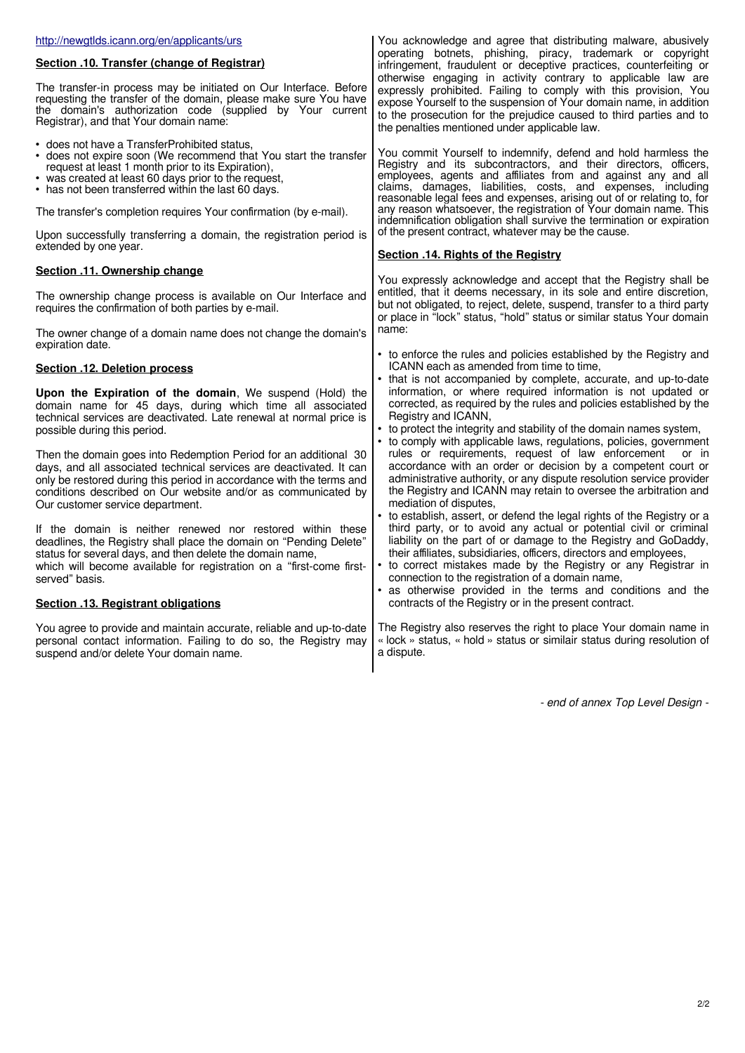http://newgtlds.icann.org/en/applicants/urs

## Section .10. Transfer (change of Registrar)

The transfer-in process may be initiated on Our Interface. Before requesting the transfer of the domain, please make sure You have the domain's authorization code (supplied by Your current Registrar), and that Your domain name:

- does not have a TransferProhibited status,
- does not expire soon (We recommend that You start the transfer request at least 1 month prior to its Expiration),
- was created at least 60 days prior to the request,
- has not been transferred within the last 60 days.

The transfer's completion requires Your confirmation (by e-mail).

Upon successfully transferring a domain, the registration period is extended by one year.

## Section .11. Ownership change

The ownership change process is available on Our Interface and requires the confirmation of both parties by e-mail.

The owner change of a domain name does not change the domain's expiration date.

## Section .12. Deletion process

**Upon the Expiration of the domain**, We suspend (Hold) the domain name for 45 days, during which time all associated technical services are deactivated. Late renewal at normal price is possible during this period.

Then the domain goes into Redemption Period for an additional 30 days, and all associated technical services are deactivated. It can only be restored during this period in accordance with the terms and conditions described on Our website and/or as communicated by Our customer service department.

If the domain is neither renewed nor restored within these deadlines, the Registry shall place the domain on "Pending Delete" status for several days, and then delete the domain name, which will become available for registration on a "first-come first-served" basis.

## Section .13. Registrant obligations

You agree to provide and maintain accurate, reliable and up-to-date personal contact information. Failing to do so, the Registry may suspend and/or delete Your domain name.

You acknowledge and agree that distributing malware, abusively operating botnets, phishing, piracy, trademark or copyright infringement, fraudulent or deceptive practices, counterfeiting or otherwise engaging in activity contrary to applicable law are expressly prohibited. Failing to comply with this provision, You expose Yourself to the suspension of Your domain name, in addition to the prosecution for the prejudice caused to third parties and to the penalties mentioned under applicable law.

You commit Yourself to indemnify, defend and hold harmless the Registry and its subcontractors, and their directors, officers, employees, agents and affiliates from and against any and all claims, damages, liabilities, costs, and expenses, including reasonable legal fees and expenses, arising out of or relating to, for any reason whatsoever, the registration of Your domain name. This indemnification obligation shall survive the termination or expiration of the present contract, whatever may be the cause.

## Section .14. Rights of the Registry

You expressly acknowledge and accept that the Registry shall be entitled, that it deems necessary, in its sole and entire discretion, but not obligated, to reject, delete, suspend, transfer to a third party or place in "lock" status, "hold" status or similar status Your domain name:

- to enforce the rules and policies established by the Registry and ICANN each as amended from time to time,
- that is not accompanied by complete, accurate, and up-to-date information, or where required information is not updated or corrected, as required by the rules and policies established by the Registry and ICANN,
- to protect the integrity and stability of the domain names system,
- to comply with applicable laws, regulations, policies, government rules or requirements, request of law enforcement or in accordance with an order or decision by a competent court or administrative authority, or any dispute resolution service provider the Registry and ICANN may retain to oversee the arbitration and mediation of disputes,
- to establish, assert, or defend the legal rights of the Registry or a third party, or to avoid any actual or potential civil or criminal liability on the part of or damage to the Registry and GoDaddy, their affiliates, subsidiaries, officers, directors and employees,
- to correct mistakes made by the Registry or any Registrar in connection to the registration of a domain name,
- as otherwise provided in the terms and conditions and the contracts of the Registry or in the present contract.

The Registry also reserves the right to place Your domain name in « lock » status, « hold » status or similair status during resolution of a dispute.

*- end of annex Top Level Design -*